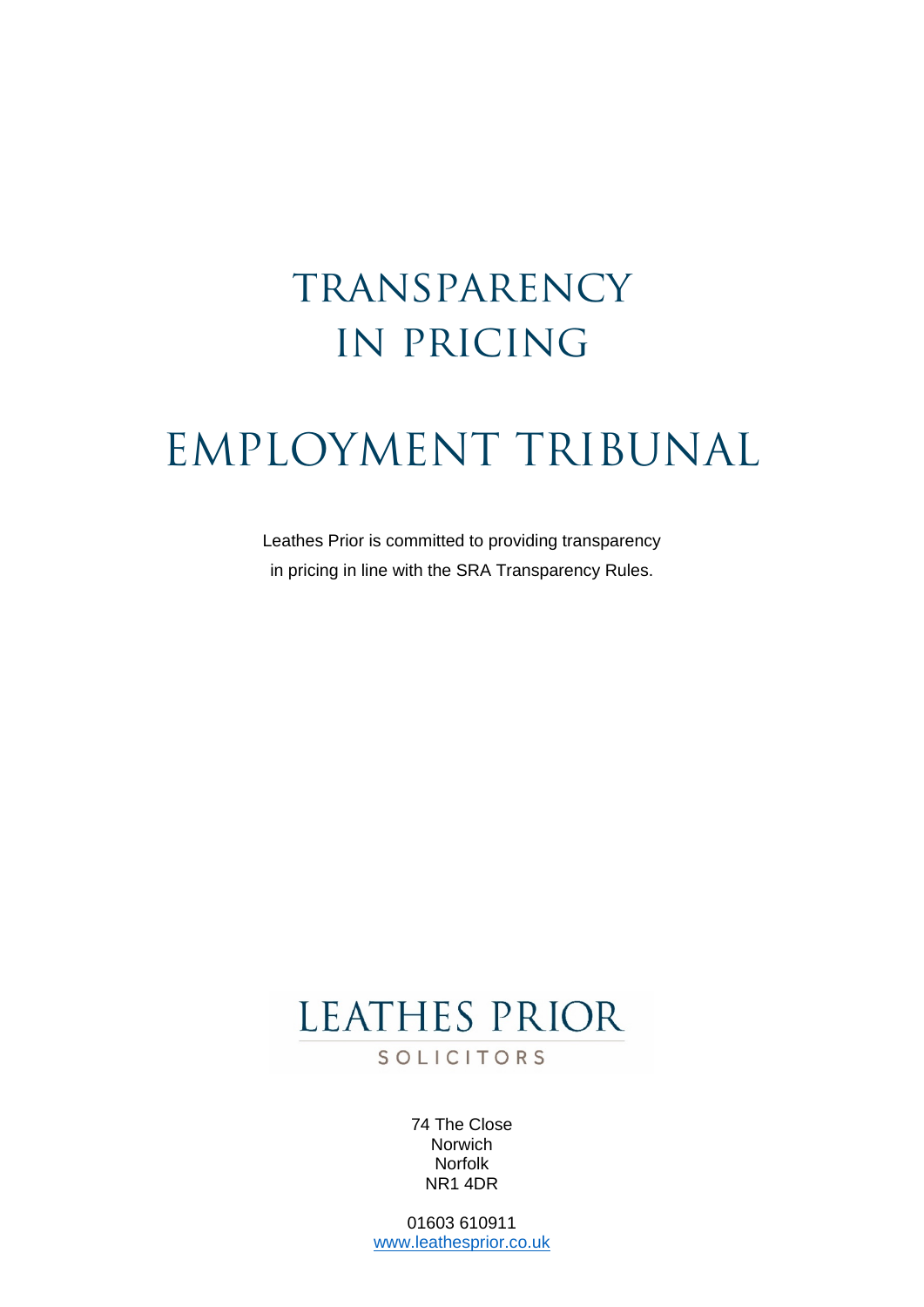# TRANSPARENCY IN PRICING

# EMPLOYMENT TRIBUNAL

Leathes Prior is committed to providing transparency in pricing in line with the SRA Transparency Rules.

LEATHES PRIOR

SOLICITORS

74 The Close
Norwich
Norfolk
NR1 4DR

01603 610911
www.leathesprior.co.uk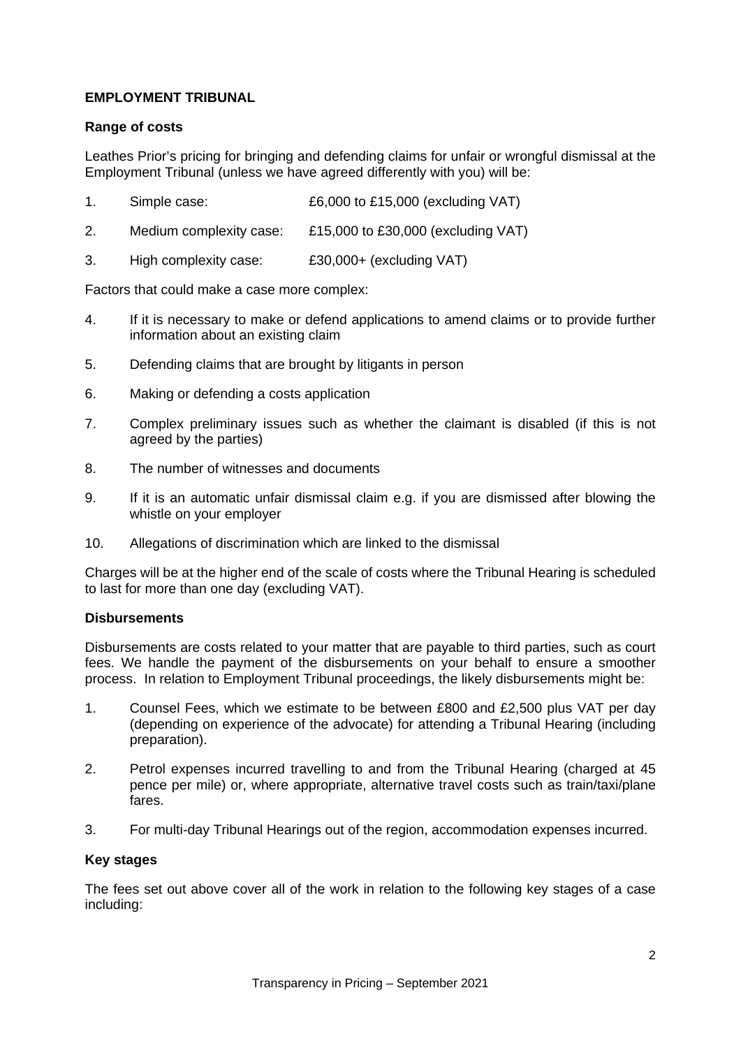**EMPLOYMENT TRIBUNAL**

**Range of costs**

Leathes Prior's pricing for bringing and defending claims for unfair or wrongful dismissal at the Employment Tribunal (unless we have agreed differently with you) will be:

1. Simple case: £6,000 to £15,000 (excluding VAT)
2. Medium complexity case: £15,000 to £30,000 (excluding VAT)
3. High complexity case: £30,000+ (excluding VAT)

Factors that could make a case more complex:

4. If it is necessary to make or defend applications to amend claims or to provide further information about an existing claim
5. Defending claims that are brought by litigants in person
6. Making or defending a costs application
7. Complex preliminary issues such as whether the claimant is disabled (if this is not agreed by the parties)
8. The number of witnesses and documents
9. If it is an automatic unfair dismissal claim e.g. if you are dismissed after blowing the whistle on your employer
10. Allegations of discrimination which are linked to the dismissal

Charges will be at the higher end of the scale of costs where the Tribunal Hearing is scheduled to last for more than one day (excluding VAT).

**Disbursements**

Disbursements are costs related to your matter that are payable to third parties, such as court fees. We handle the payment of the disbursements on your behalf to ensure a smoother process. In relation to Employment Tribunal proceedings, the likely disbursements might be:

1. Counsel Fees, which we estimate to be between £800 and £2,500 plus VAT per day (depending on experience of the advocate) for attending a Tribunal Hearing (including preparation).
2. Petrol expenses incurred travelling to and from the Tribunal Hearing (charged at 45 pence per mile) or, where appropriate, alternative travel costs such as train/taxi/plane fares.
3. For multi-day Tribunal Hearings out of the region, accommodation expenses incurred.

**Key stages**

The fees set out above cover all of the work in relation to the following key stages of a case including: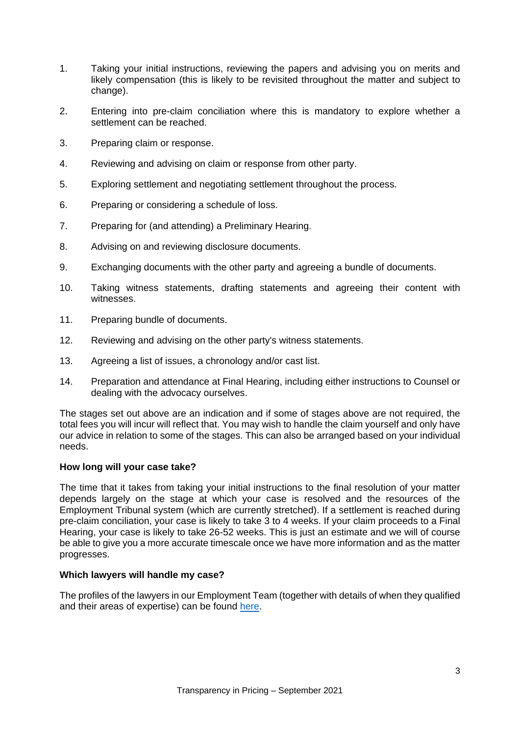1. Taking your initial instructions, reviewing the papers and advising you on merits and likely compensation (this is likely to be revisited throughout the matter and subject to change).
2. Entering into pre-claim conciliation where this is mandatory to explore whether a settlement can be reached.
3. Preparing claim or response.
4. Reviewing and advising on claim or response from other party.
5. Exploring settlement and negotiating settlement throughout the process.
6. Preparing or considering a schedule of loss.
7. Preparing for (and attending) a Preliminary Hearing.
8. Advising on and reviewing disclosure documents.
9. Exchanging documents with the other party and agreeing a bundle of documents.
10. Taking witness statements, drafting statements and agreeing their content with witnesses.
11. Preparing bundle of documents.
12. Reviewing and advising on the other party's witness statements.
13. Agreeing a list of issues, a chronology and/or cast list.
14. Preparation and attendance at Final Hearing, including either instructions to Counsel or dealing with the advocacy ourselves.

The stages set out above are an indication and if some of stages above are not required, the total fees you will incur will reflect that. You may wish to handle the claim yourself and only have our advice in relation to some of the stages. This can also be arranged based on your individual needs.

**How long will your case take?**

The time that it takes from taking your initial instructions to the final resolution of your matter depends largely on the stage at which your case is resolved and the resources of the Employment Tribunal system (which are currently stretched). If a settlement is reached during pre-claim conciliation, your case is likely to take 3 to 4 weeks. If your claim proceeds to a Final Hearing, your case is likely to take 26-52 weeks. This is just an estimate and we will of course be able to give you a more accurate timescale once we have more information and as the matter progresses.

**Which lawyers will handle my case?**

The profiles of the lawyers in our Employment Team (together with details of when they qualified and their areas of expertise) can be found here.